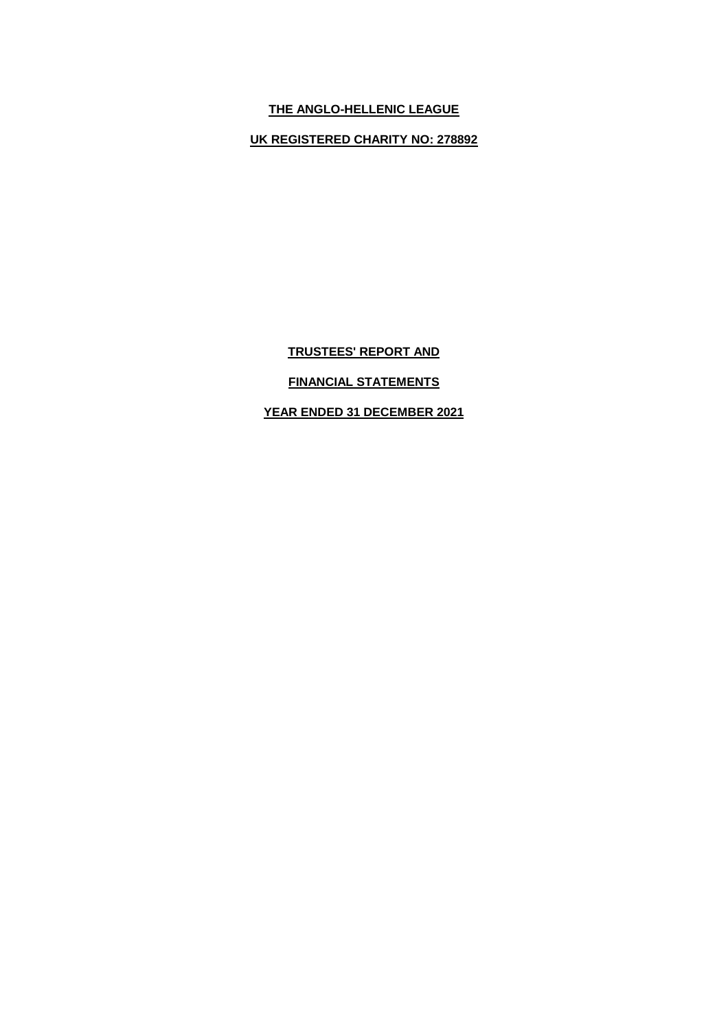# THE ANGLO-HELLENIC LEAGUE

**UK REGISTERED CHARITY NO: 278892**

**TRUSTEES' REPORT AND**

**FINANCIAL STATEMENTS**

**YEAR ENDED 31 DECEMBER 2021**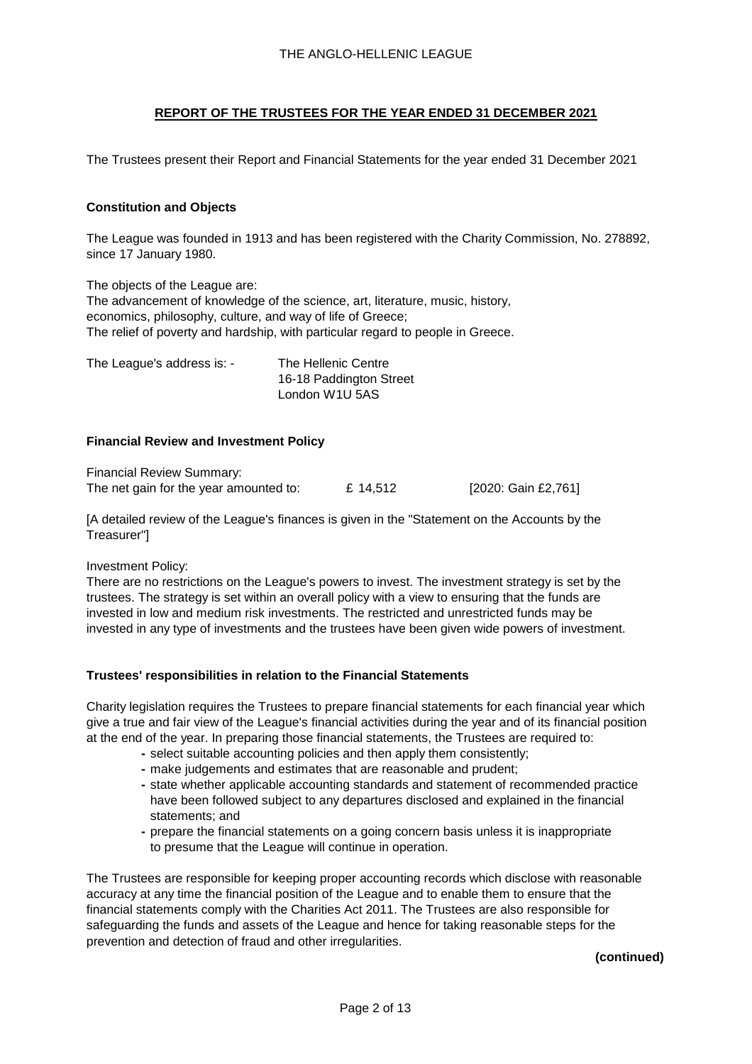## REPORT OF THE TRUSTEES FOR THE YEAR ENDED 31 DECEMBER 2021

The Trustees present their Report and Financial Statements for the year ended 31 December 2021

### Constitution and Objects

The League was founded in 1913 and has been registered with the Charity Commission, No. 278892, since 17 January 1980.

The objects of the League are:
The advancement of knowledge of the science, art, literature, music, history, economics, philosophy, culture, and way of life of Greece;
The relief of poverty and hardship, with particular regard to people in Greece.

The League's address is: - The Hellenic Centre
16-18 Paddington Street
London W1U 5AS

### Financial Review and Investment Policy

Financial Review Summary:
The net gain for the year amounted to: £ 14,512 [2020: Gain £2,761]

[A detailed review of the League's finances is given in the "Statement on the Accounts by the Treasurer"]

Investment Policy:
There are no restrictions on the League's powers to invest. The investment strategy is set by the trustees. The strategy is set within an overall policy with a view to ensuring that the funds are invested in low and medium risk investments. The restricted and unrestricted funds may be invested in any type of investments and the trustees have been given wide powers of investment.

### Trustees' responsibilities in relation to the Financial Statements

Charity legislation requires the Trustees to prepare financial statements for each financial year which give a true and fair view of the League's financial activities during the year and of its financial position at the end of the year. In preparing those financial statements, the Trustees are required to:

- select suitable accounting policies and then apply them consistently;
- make judgements and estimates that are reasonable and prudent;
- state whether applicable accounting standards and statement of recommended practice have been followed subject to any departures disclosed and explained in the financial statements; and
- prepare the financial statements on a going concern basis unless it is inappropriate to presume that the League will continue in operation.

The Trustees are responsible for keeping proper accounting records which disclose with reasonable accuracy at any time the financial position of the League and to enable them to ensure that the financial statements comply with the Charities Act 2011. The Trustees are also responsible for safeguarding the funds and assets of the League and hence for taking reasonable steps for the prevention and detection of fraud and other irregularities.

**(continued)**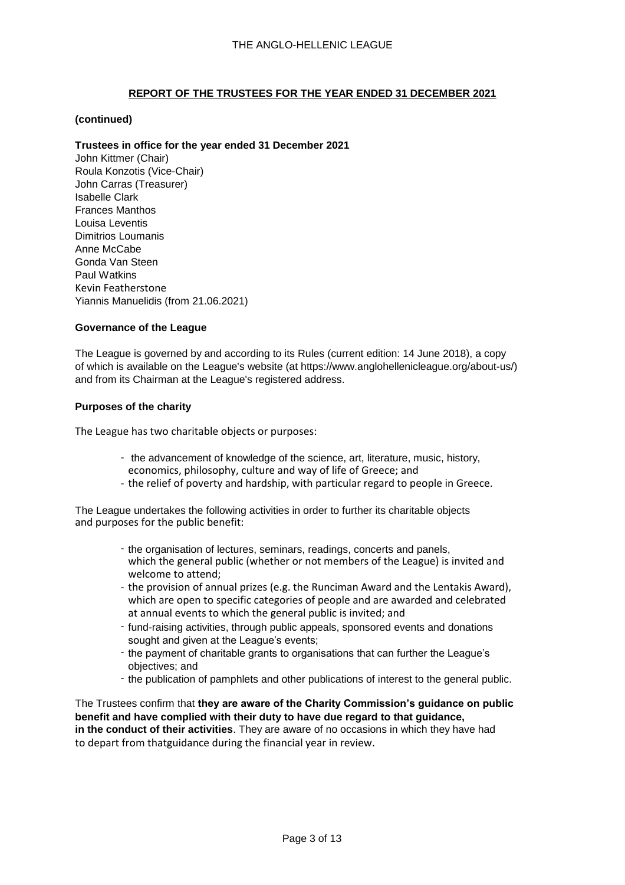## REPORT OF THE TRUSTEES FOR THE YEAR ENDED 31 DECEMBER 2021

**(continued)**

**Trustees in office for the year ended 31 December 2021**

John Kittmer (Chair)
Roula Konzotis (Vice-Chair)
John Carras (Treasurer)
Isabelle Clark
Frances Manthos
Louisa Leventis
Dimitrios Loumanis
Anne McCabe
Gonda Van Steen
Paul Watkins
Kevin Featherstone
Yiannis Manuelidis (from 21.06.2021)

**Governance of the League**

The League is governed by and according to its Rules (current edition: 14 June 2018), a copy of which is available on the League's website (at https://www.anglohellenicleague.org/about-us/) and from its Chairman at the League's registered address.

**Purposes of the charity**

The League has two charitable objects or purposes:

- the advancement of knowledge of the science, art, literature, music, history, economics, philosophy, culture and way of life of Greece; and
- the relief of poverty and hardship, with particular regard to people in Greece.

The League undertakes the following activities in order to further its charitable objects and purposes for the public benefit:

- the organisation of lectures, seminars, readings, concerts and panels, which the general public (whether or not members of the League) is invited and welcome to attend;
- the provision of annual prizes (e.g. the Runciman Award and the Lentakis Award), which are open to specific categories of people and are awarded and celebrated at annual events to which the general public is invited; and
- fund-raising activities, through public appeals, sponsored events and donations sought and given at the League's events;
- the payment of charitable grants to organisations that can further the League's objectives; and
- the publication of pamphlets and other publications of interest to the general public.

The Trustees confirm that **they are aware of the Charity Commission's guidance on public benefit and have complied with their duty to have due regard to that guidance, in the conduct of their activities**. They are aware of no occasions in which they have had to depart from thatguidance during the financial year in review.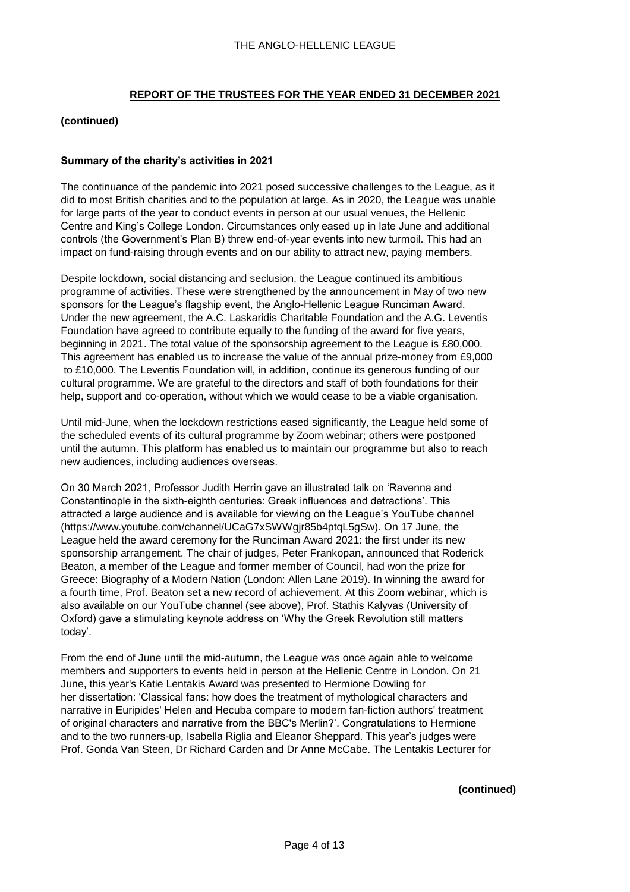## REPORT OF THE TRUSTEES FOR THE YEAR ENDED 31 DECEMBER 2021

**(continued)**

### Summary of the charity's activities in 2021

The continuance of the pandemic into 2021 posed successive challenges to the League, as it did to most British charities and to the population at large. As in 2020, the League was unable for large parts of the year to conduct events in person at our usual venues, the Hellenic Centre and King's College London. Circumstances only eased up in late June and additional controls (the Government's Plan B) threw end-of-year events into new turmoil. This had an impact on fund-raising through events and on our ability to attract new, paying members.

Despite lockdown, social distancing and seclusion, the League continued its ambitious programme of activities. These were strengthened by the announcement in May of two new sponsors for the League's flagship event, the Anglo-Hellenic League Runciman Award. Under the new agreement, the A.C. Laskaridis Charitable Foundation and the A.G. Leventis Foundation have agreed to contribute equally to the funding of the award for five years, beginning in 2021. The total value of the sponsorship agreement to the League is £80,000. This agreement has enabled us to increase the value of the annual prize-money from £9,000 to £10,000. The Leventis Foundation will, in addition, continue its generous funding of our cultural programme. We are grateful to the directors and staff of both foundations for their help, support and co-operation, without which we would cease to be a viable organisation.

Until mid-June, when the lockdown restrictions eased significantly, the League held some of the scheduled events of its cultural programme by Zoom webinar; others were postponed until the autumn. This platform has enabled us to maintain our programme but also to reach new audiences, including audiences overseas.

On 30 March 2021, Professor Judith Herrin gave an illustrated talk on 'Ravenna and Constantinople in the sixth-eighth centuries: Greek influences and detractions'. This attracted a large audience and is available for viewing on the League's YouTube channel (https://www.youtube.com/channel/UCaG7xSWWgjr85b4ptqL5gSw). On 17 June, the League held the award ceremony for the Runciman Award 2021: the first under its new sponsorship arrangement. The chair of judges, Peter Frankopan, announced that Roderick Beaton, a member of the League and former member of Council, had won the prize for Greece: Biography of a Modern Nation (London: Allen Lane 2019). In winning the award for a fourth time, Prof. Beaton set a new record of achievement. At this Zoom webinar, which is also available on our YouTube channel (see above), Prof. Stathis Kalyvas (University of Oxford) gave a stimulating keynote address on 'Why the Greek Revolution still matters today'.

From the end of June until the mid-autumn, the League was once again able to welcome members and supporters to events held in person at the Hellenic Centre in London. On 21 June, this year's Katie Lentakis Award was presented to Hermione Dowling for her dissertation: 'Classical fans: how does the treatment of mythological characters and narrative in Euripides' Helen and Hecuba compare to modern fan-fiction authors' treatment of original characters and narrative from the BBC's Merlin?'. Congratulations to Hermione and to the two runners-up, Isabella Riglia and Eleanor Sheppard. This year's judges were Prof. Gonda Van Steen, Dr Richard Carden and Dr Anne McCabe. The Lentakis Lecturer for

**(continued)**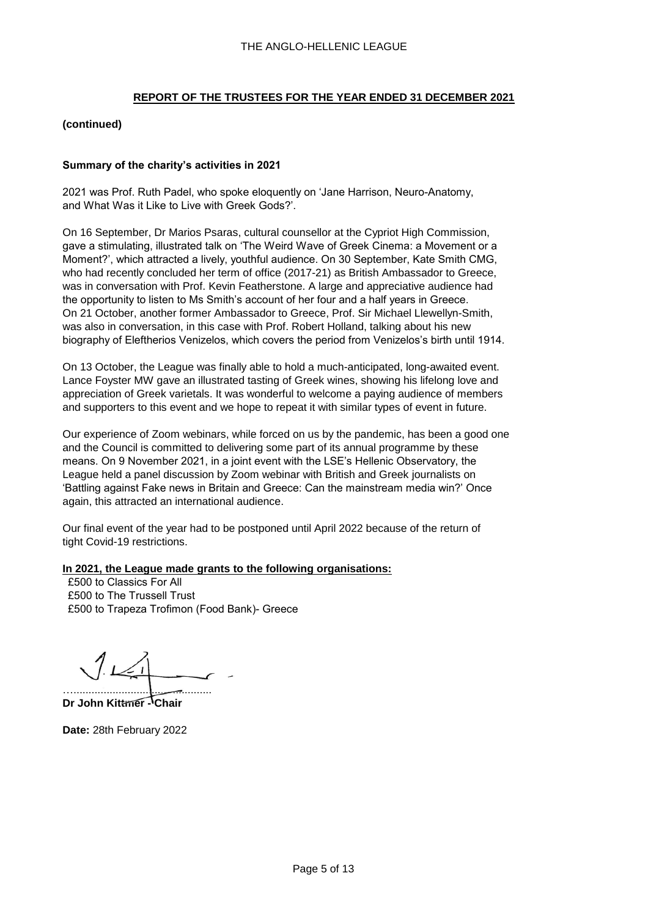**REPORT OF THE TRUSTEES FOR THE YEAR ENDED 31 DECEMBER 2021**

**(continued)**

**Summary of the charity's activities in 2021**

2021 was Prof. Ruth Padel, who spoke eloquently on 'Jane Harrison, Neuro-Anatomy, and What Was it Like to Live with Greek Gods?'.

On 16 September, Dr Marios Psaras, cultural counsellor at the Cypriot High Commission, gave a stimulating, illustrated talk on 'The Weird Wave of Greek Cinema: a Movement or a Moment?', which attracted a lively, youthful audience. On 30 September, Kate Smith CMG, who had recently concluded her term of office (2017-21) as British Ambassador to Greece, was in conversation with Prof. Kevin Featherstone. A large and appreciative audience had the opportunity to listen to Ms Smith's account of her four and a half years in Greece. On 21 October, another former Ambassador to Greece, Prof. Sir Michael Llewellyn-Smith, was also in conversation, in this case with Prof. Robert Holland, talking about his new biography of Eleftherios Venizelos, which covers the period from Venizelos's birth until 1914.

On 13 October, the League was finally able to hold a much-anticipated, long-awaited event. Lance Foyster MW gave an illustrated tasting of Greek wines, showing his lifelong love and appreciation of Greek varietals. It was wonderful to welcome a paying audience of members and supporters to this event and we hope to repeat it with similar types of event in future.

Our experience of Zoom webinars, while forced on us by the pandemic, has been a good one and the Council is committed to delivering some part of its annual programme by these means. On 9 November 2021, in a joint event with the LSE's Hellenic Observatory, the League held a panel discussion by Zoom webinar with British and Greek journalists on 'Battling against Fake news in Britain and Greece: Can the mainstream media win?' Once again, this attracted an international audience.

Our final event of the year had to be postponed until April 2022 because of the return of tight Covid-19 restrictions.

**In 2021, the League made grants to the following organisations:**

£500 to Classics For All
£500 to The Trussell Trust
£500 to Trapeza Trofimon (Food Bank)- Greece

……………………………………

**Dr John Kittmer - Chair**

**Date:** 28th February 2022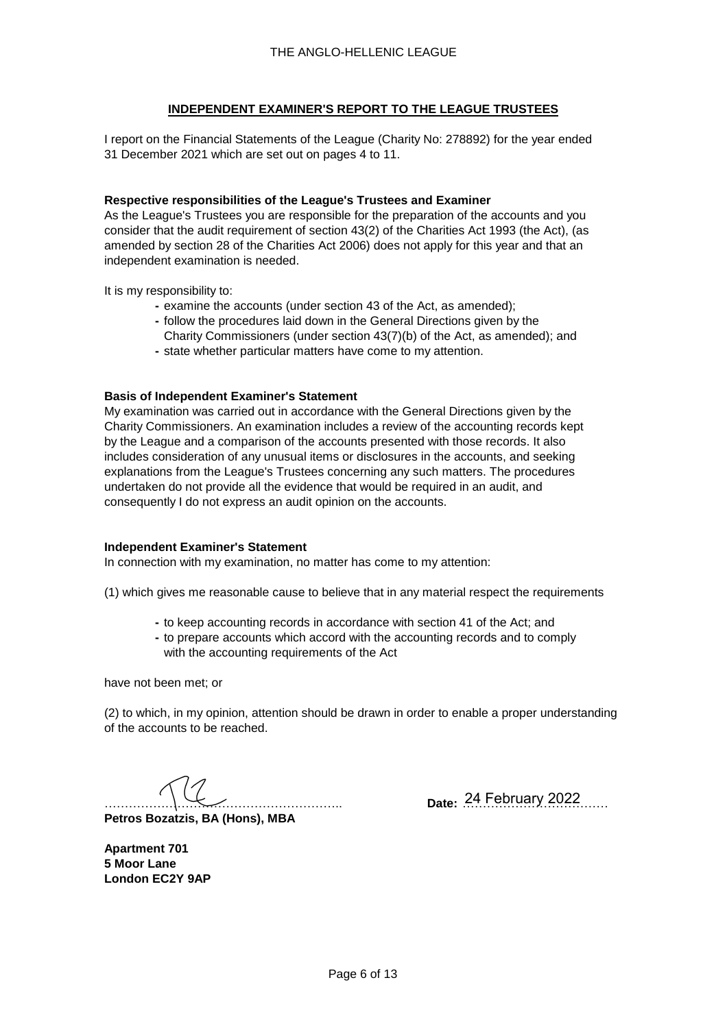# THE ANGLO-HELLENIC LEAGUE

## INDEPENDENT EXAMINER'S REPORT TO THE LEAGUE TRUSTEES

I report on the Financial Statements of the League (Charity No: 278892) for the year ended 31 December 2021 which are set out on pages 4 to 11.

**Respective responsibilities of the League's Trustees and Examiner**

As the League's Trustees you are responsible for the preparation of the accounts and you consider that the audit requirement of section 43(2) of the Charities Act 1993 (the Act), (as amended by section 28 of the Charities Act 2006) does not apply for this year and that an independent examination is needed.

It is my responsibility to:

- examine the accounts (under section 43 of the Act, as amended);
- follow the procedures laid down in the General Directions given by the Charity Commissioners (under section 43(7)(b) of the Act, as amended); and
- state whether particular matters have come to my attention.

**Basis of Independent Examiner's Statement**

My examination was carried out in accordance with the General Directions given by the Charity Commissioners. An examination includes a review of the accounting records kept by the League and a comparison of the accounts presented with those records. It also includes consideration of any unusual items or disclosures in the accounts, and seeking explanations from the League's Trustees concerning any such matters. The procedures undertaken do not provide all the evidence that would be required in an audit, and consequently I do not express an audit opinion on the accounts.

**Independent Examiner's Statement**

In connection with my examination, no matter has come to my attention:

(1) which gives me reasonable cause to believe that in any material respect the requirements

- to keep accounting records in accordance with section 41 of the Act; and
- to prepare accounts which accord with the accounting records and to comply with the accounting requirements of the Act

have not been met; or

(2) to which, in my opinion, attention should be drawn in order to enable a proper understanding of the accounts to be reached.

……………………………………………………… **Date:** 24 February 2022

**Petros Bozatzis, BA (Hons), MBA**

**Apartment 701**
**5 Moor Lane**
**London EC2Y 9AP**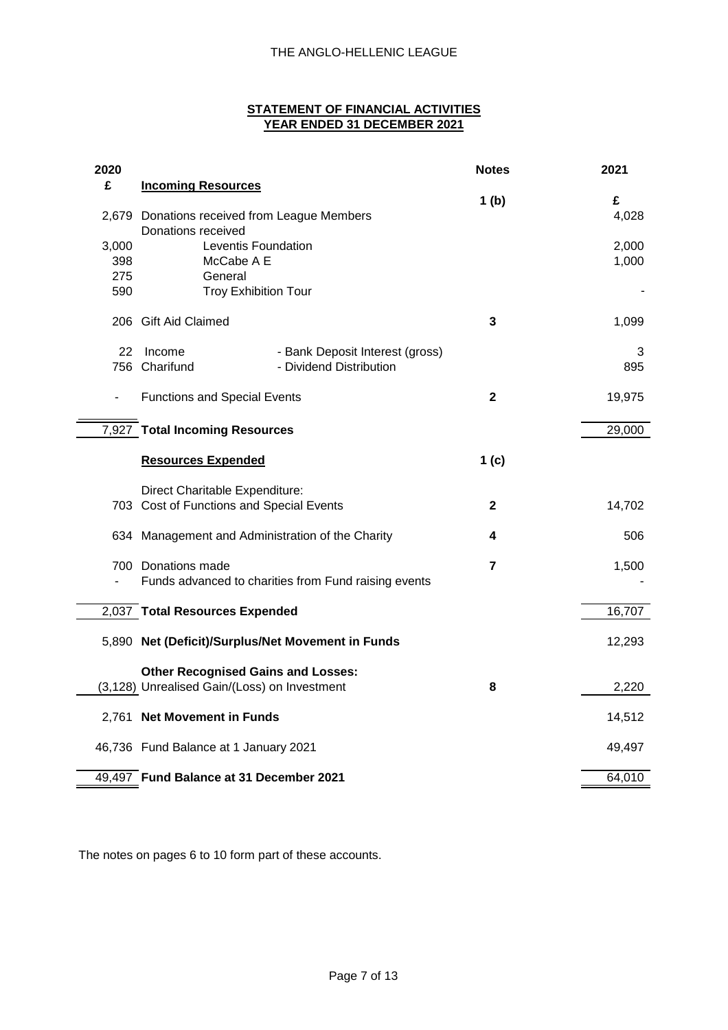THE ANGLO-HELLENIC LEAGUE

**STATEMENT OF FINANCIAL ACTIVITIES**
**YEAR ENDED 31 DECEMBER 2021**

| 2020 £ | | Notes | 2021 £ |
|---|---|---|---|
| | **Incoming Resources** | 1 (b) | |
| 2,679 | Donations received from League Members | | 4,028 |
| | Donations received | | |
| 3,000 | Leventis Foundation | | 2,000 |
| 398 | McCabe A E | | 1,000 |
| 275 | General | | |
| 590 | Troy Exhibition Tour | | - |
| 206 | Gift Aid Claimed | 3 | 1,099 |
| 22 | Income - Bank Deposit Interest (gross) | | 3 |
| 756 | Charifund - Dividend Distribution | | 895 |
| - | Functions and Special Events | 2 | 19,975 |
| 7,927 | **Total Incoming Resources** | | 29,000 |
| | **Resources Expended** | 1 (c) | |
| | Direct Charitable Expenditure: | | |
| 703 | Cost of Functions and Special Events | 2 | 14,702 |
| 634 | Management and Administration of the Charity | 4 | 506 |
| 700 | Donations made | 7 | 1,500 |
| - | Funds advanced to charities from Fund raising events | | - |
| 2,037 | **Total Resources Expended** | | 16,707 |
| 5,890 | **Net (Deficit)/Surplus/Net Movement in Funds** | | 12,293 |
| | **Other Recognised Gains and Losses:** | | |
| (3,128) | Unrealised Gain/(Loss) on Investment | 8 | 2,220 |
| 2,761 | **Net Movement in Funds** | | 14,512 |
| 46,736 | Fund Balance at 1 January 2021 | | 49,497 |
| 49,497 | **Fund Balance at 31 December 2021** | | 64,010 |

The notes on pages 6 to 10 form part of these accounts.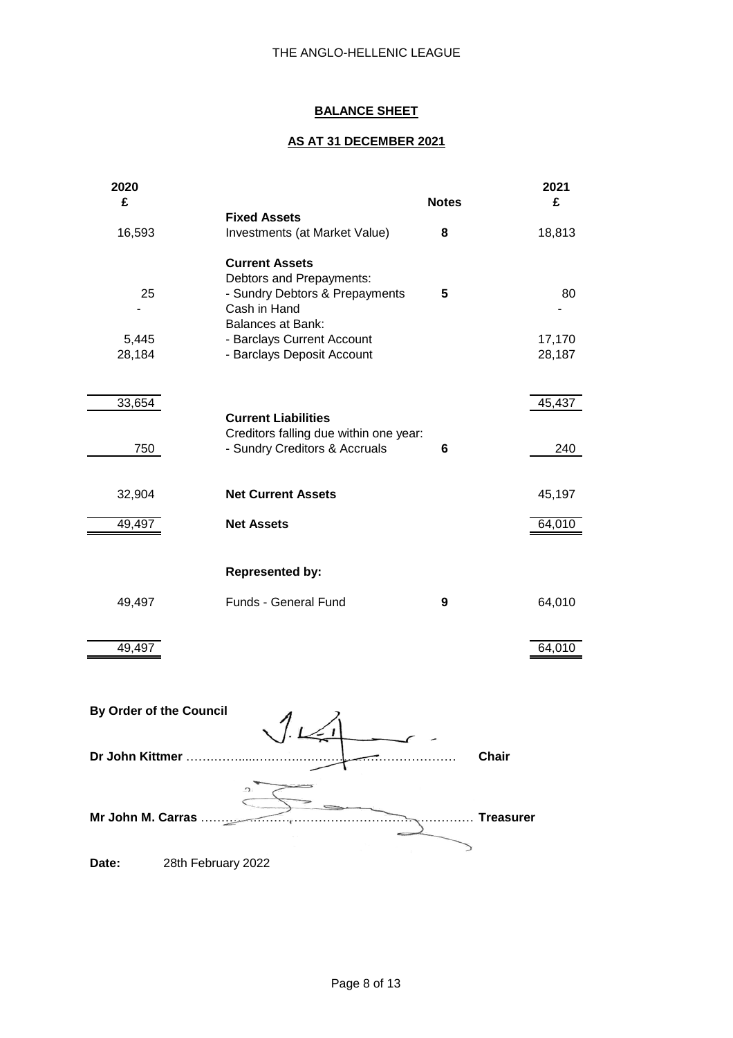THE ANGLO-HELLENIC LEAGUE

## BALANCE SHEET

### AS AT 31 DECEMBER 2021

| 2020 £ | | Notes | 2021 £ |
|---|---|---|---|
| | **Fixed Assets** | | |
| 16,593 | Investments (at Market Value) | **8** | 18,813 |
| | **Current Assets** | | |
| | Debtors and Prepayments: | | |
| 25 | - Sundry Debtors & Prepayments | **5** | 80 |
| - | Cash in Hand | | - |
| | Balances at Bank: | | |
| 5,445 | - Barclays Current Account | | 17,170 |
| 28,184 | - Barclays Deposit Account | | 28,187 |
| 33,654 | | | 45,437 |
| | **Current Liabilities** | | |
| | Creditors falling due within one year: | | |
| 750 | - Sundry Creditors & Accruals | **6** | 240 |
| 32,904 | **Net Current Assets** | | 45,197 |
| 49,497 | **Net Assets** | | 64,010 |
| | **Represented by:** | | |
| 49,497 | Funds - General Fund | **9** | 64,010 |
| 49,497 | | | 64,010 |

**By Order of the Council**

**Dr John Kittmer** ………………………………………………………… **Chair**

**Mr John M. Carras** ………………………………………………………… **Treasurer**

**Date:** 28th February 2022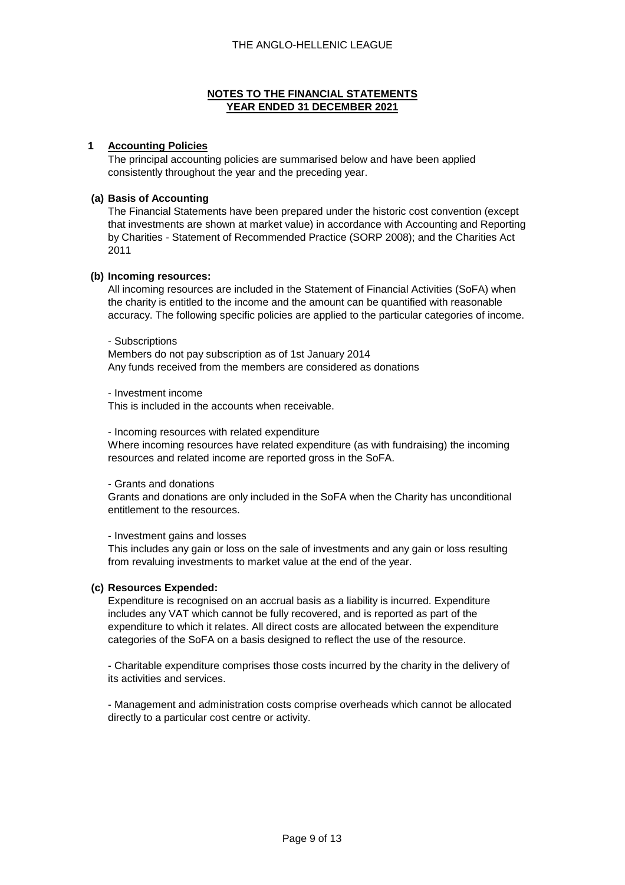**NOTES TO THE FINANCIAL STATEMENTS**
**YEAR ENDED 31 DECEMBER 2021**

## 1 Accounting Policies

The principal accounting policies are summarised below and have been applied consistently throughout the year and the preceding year.

### (a) Basis of Accounting

The Financial Statements have been prepared under the historic cost convention (except that investments are shown at market value) in accordance with Accounting and Reporting by Charities - Statement of Recommended Practice (SORP 2008); and the Charities Act 2011

### (b) Incoming resources:

All incoming resources are included in the Statement of Financial Activities (SoFA) when the charity is entitled to the income and the amount can be quantified with reasonable accuracy. The following specific policies are applied to the particular categories of income.

- Subscriptions
Members do not pay subscription as of 1st January 2014
Any funds received from the members are considered as donations

- Investment income
This is included in the accounts when receivable.

- Incoming resources with related expenditure
Where incoming resources have related expenditure (as with fundraising) the incoming resources and related income are reported gross in the SoFA.

- Grants and donations
Grants and donations are only included in the SoFA when the Charity has unconditional entitlement to the resources.

- Investment gains and losses
This includes any gain or loss on the sale of investments and any gain or loss resulting from revaluing investments to market value at the end of the year.

### (c) Resources Expended:

Expenditure is recognised on an accrual basis as a liability is incurred. Expenditure includes any VAT which cannot be fully recovered, and is reported as part of the expenditure to which it relates. All direct costs are allocated between the expenditure categories of the SoFA on a basis designed to reflect the use of the resource.

- Charitable expenditure comprises those costs incurred by the charity in the delivery of its activities and services.

- Management and administration costs comprise overheads which cannot be allocated directly to a particular cost centre or activity.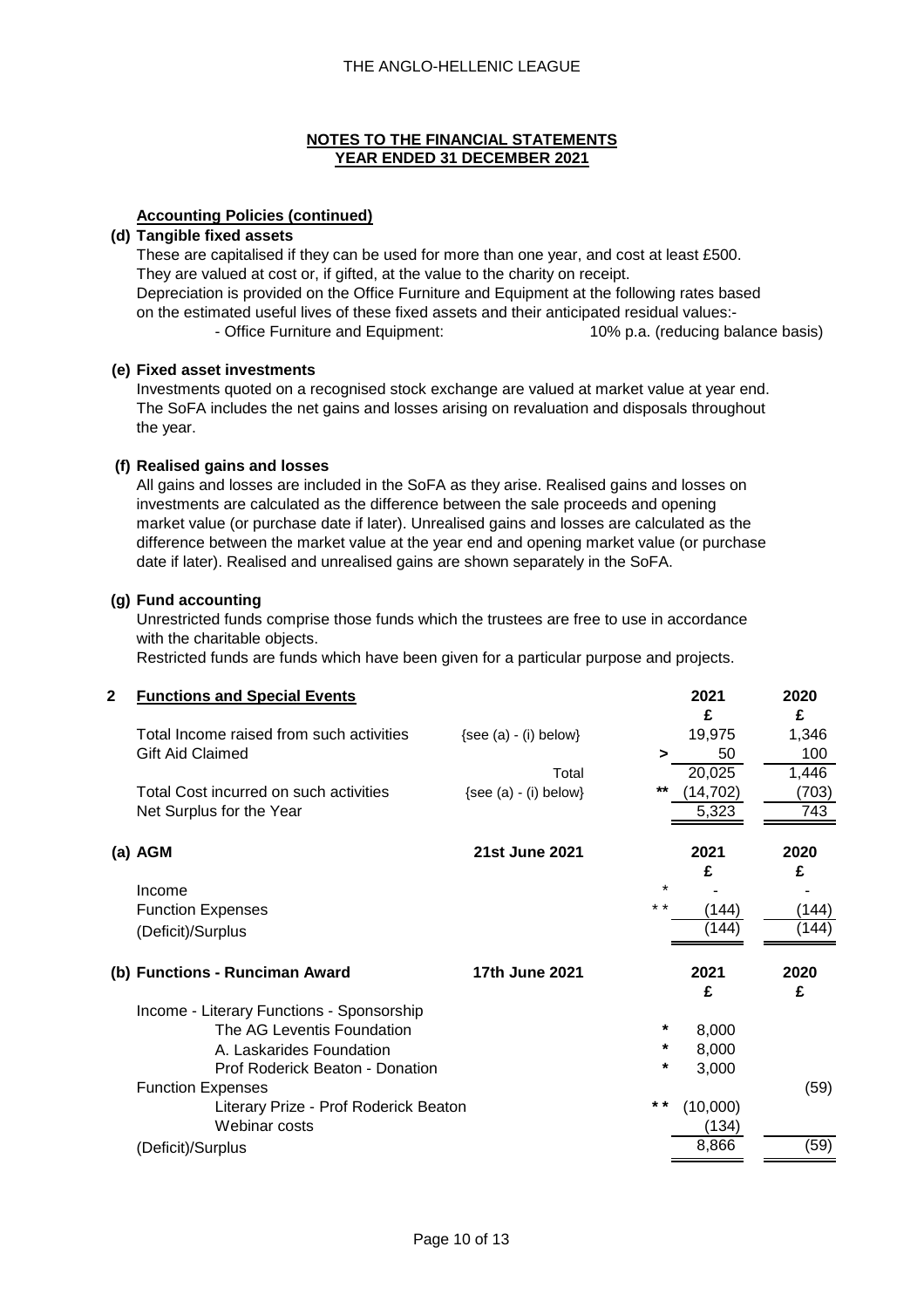# NOTES TO THE FINANCIAL STATEMENTS
## YEAR ENDED 31 DECEMBER 2021

**Accounting Policies (continued)**

**(d) Tangible fixed assets**

These are capitalised if they can be used for more than one year, and cost at least £500.
They are valued at cost or, if gifted, at the value to the charity on receipt.
Depreciation is provided on the Office Furniture and Equipment at the following rates based on the estimated useful lives of these fixed assets and their anticipated residual values:-

- Office Furniture and Equipment: 10% p.a. (reducing balance basis)

**(e) Fixed asset investments**

Investments quoted on a recognised stock exchange are valued at market value at year end. The SoFA includes the net gains and losses arising on revaluation and disposals throughout the year.

**(f) Realised gains and losses**

All gains and losses are included in the SoFA as they arise. Realised gains and losses on investments are calculated as the difference between the sale proceeds and opening market value (or purchase date if later). Unrealised gains and losses are calculated as the difference between the market value at the year end and opening market value (or purchase date if later). Realised and unrealised gains are shown separately in the SoFA.

**(g) Fund accounting**

Unrestricted funds comprise those funds which the trustees are free to use in accordance with the charitable objects.
Restricted funds are funds which have been given for a particular purpose and projects.

**2 Functions and Special Events**

| | | | 2021 £ | 2020 £ |
|---|---|---|---|---|
| Total Income raised from such activities | {see (a) - (i) below} | | 19,975 | 1,346 |
| Gift Aid Claimed | | > | 50 | 100 |
| | Total | | 20,025 | 1,446 |
| Total Cost incurred on such activities | {see (a) - (i) below} | ** | (14,702) | (703) |
| Net Surplus for the Year | | | 5,323 | 743 |

**(a) AGM** — **21st June 2021**

| | | 2021 £ | 2020 £ |
|---|---|---|---|
| Income | * | - | - |
| Function Expenses | * * | (144) | (144) |
| (Deficit)/Surplus | | (144) | (144) |

**(b) Functions - Runciman Award** — **17th June 2021**

| | | 2021 £ | 2020 £ |
|---|---|---|---|
| Income - Literary Functions - Sponsorship | | | |
| The AG Leventis Foundation | * | 8,000 | |
| A. Laskarides Foundation | * | 8,000 | |
| Prof Roderick Beaton - Donation | * | 3,000 | |
| Function Expenses | | | (59) |
| Literary Prize - Prof Roderick Beaton | * * | (10,000) | |
| Webinar costs | | (134) | |
| (Deficit)/Surplus | | 8,866 | (59) |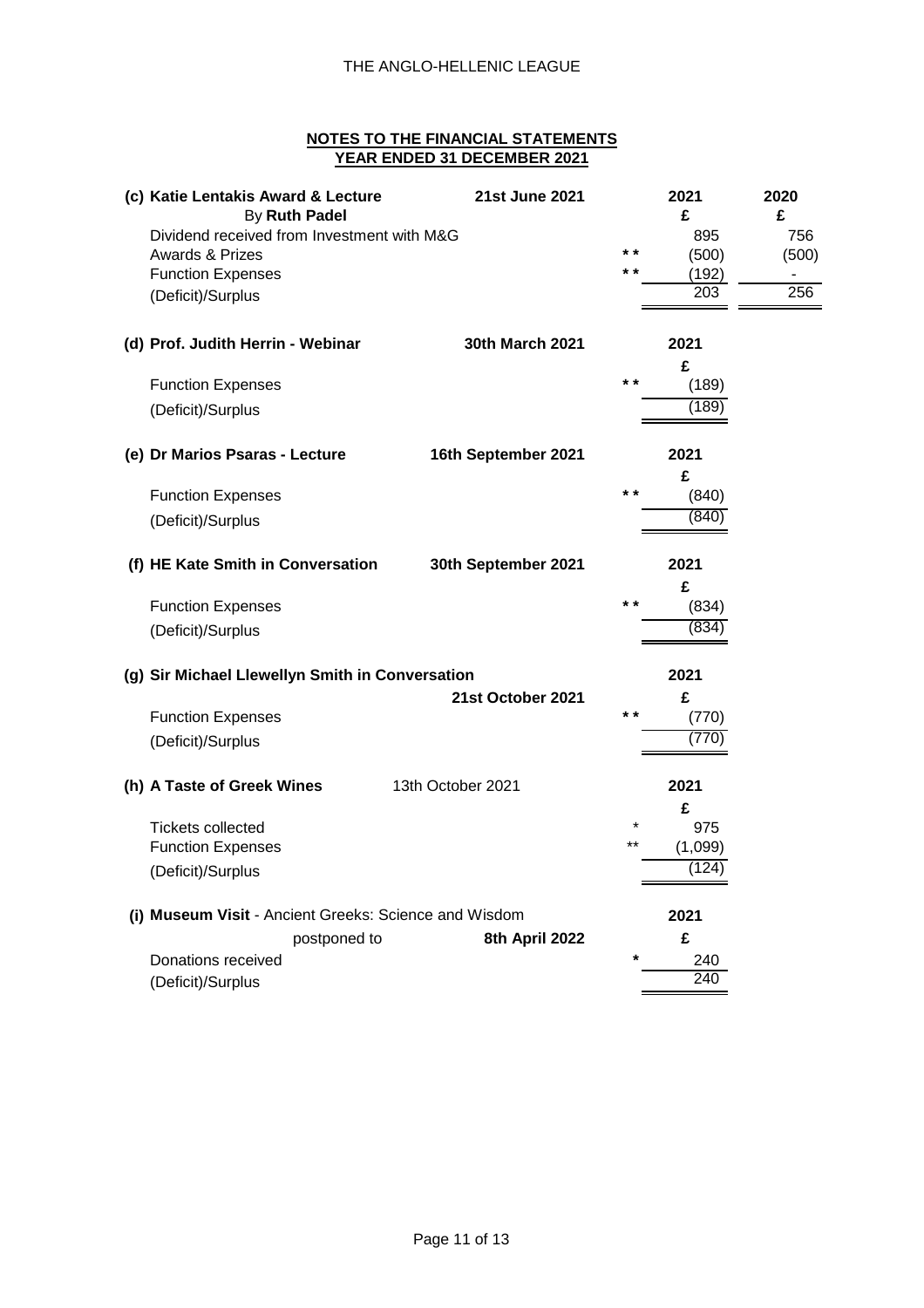THE ANGLO-HELLENIC LEAGUE

## NOTES TO THE FINANCIAL STATEMENTS
## YEAR ENDED 31 DECEMBER 2021

| **(c) Katie Lentakis Award & Lecture** By **Ruth Padel** | **21st June 2021** | | **2021** **£** | **2020** **£** |
|---|---|---|---|---|
| Dividend received from Investment with M&G | | | 895 | 756 |
| Awards & Prizes | | * * | (500) | (500) |
| Function Expenses | | * * | (192) | - |
| (Deficit)/Surplus | | | 203 | 256 |

| **(d) Prof. Judith Herrin - Webinar** | **30th March 2021** | | **2021** **£** |
|---|---|---|---|
| Function Expenses | | * * | (189) |
| (Deficit)/Surplus | | | (189) |

| **(e) Dr Marios Psaras - Lecture** | **16th September 2021** | | **2021** **£** |
|---|---|---|---|
| Function Expenses | | * * | (840) |
| (Deficit)/Surplus | | | (840) |

| **(f) HE Kate Smith in Conversation** | **30th September 2021** | | **2021** **£** |
|---|---|---|---|
| Function Expenses | | * * | (834) |
| (Deficit)/Surplus | | | (834) |

| **(g) Sir Michael Llewellyn Smith in Conversation** | **21st October 2021** | | **2021** **£** |
|---|---|---|---|
| Function Expenses | | * * | (770) |
| (Deficit)/Surplus | | | (770) |

| **(h) A Taste of Greek Wines** | 13th October 2021 | | **2021** **£** |
|---|---|---|---|
| Tickets collected | | * | 975 |
| Function Expenses | | ** | (1,099) |
| (Deficit)/Surplus | | | (124) |

| **(i) Museum Visit** - Ancient Greeks: Science and Wisdom postponed to | **8th April 2022** | | **2021** **£** |
|---|---|---|---|
| Donations received | | * | 240 |
| (Deficit)/Surplus | | | 240 |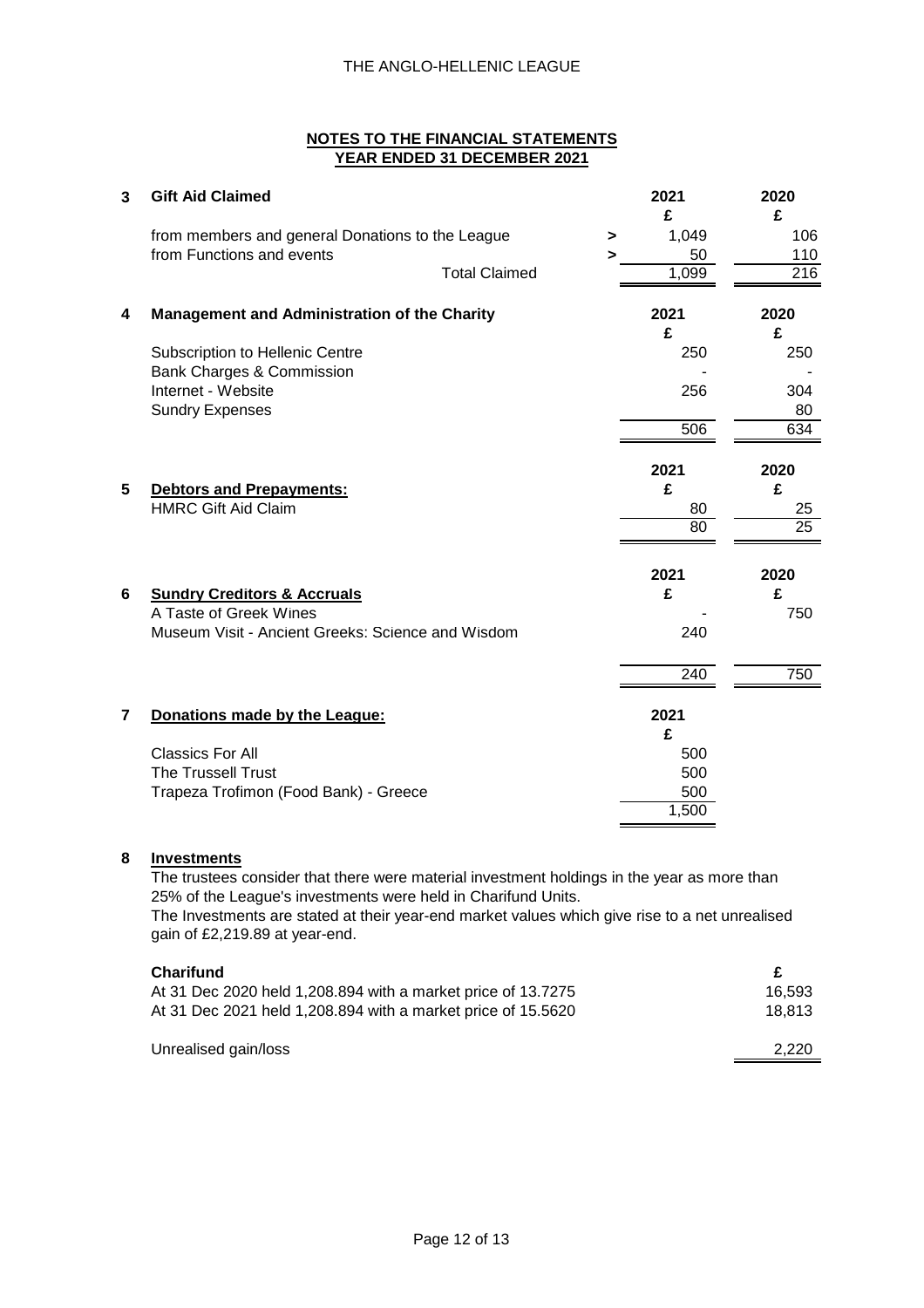## NOTES TO THE FINANCIAL STATEMENTS
## YEAR ENDED 31 DECEMBER 2021

**3 Gift Aid Claimed**

| | | 2021 £ | 2020 £ |
|---|---|---|---|
| from members and general Donations to the League | > | 1,049 | 106 |
| from Functions and events | > | 50 | 110 |
| Total Claimed | | 1,099 | 216 |

**4 Management and Administration of the Charity**

| | 2021 £ | 2020 £ |
|---|---|---|
| Subscription to Hellenic Centre | 250 | 250 |
| Bank Charges & Commission | - | - |
| Internet - Website | 256 | 304 |
| Sundry Expenses | | 80 |
| | 506 | 634 |

**5 Debtors and Prepayments:**

| | 2021 £ | 2020 £ |
|---|---|---|
| HMRC Gift Aid Claim | 80 | 25 |
| | 80 | 25 |

**6 Sundry Creditors & Accruals**

| | 2021 £ | 2020 £ |
|---|---|---|
| A Taste of Greek Wines | - | 750 |
| Museum Visit - Ancient Greeks: Science and Wisdom | 240 | |
| | 240 | 750 |

**7 Donations made by the League:**

| | 2021 £ |
|---|---|
| Classics For All | 500 |
| The Trussell Trust | 500 |
| Trapeza Trofimon (Food Bank) - Greece | 500 |
| | 1,500 |

**8 Investments**

The trustees consider that there were material investment holdings in the year as more than 25% of the League's investments were held in Charifund Units.
The Investments are stated at their year-end market values which give rise to a net unrealised gain of £2,219.89 at year-end.

| **Charifund** | **£** |
|---|---|
| At 31 Dec 2020 held 1,208.894 with a market price of 13.7275 | 16,593 |
| At 31 Dec 2021 held 1,208.894 with a market price of 15.5620 | 18,813 |
| Unrealised gain/loss | 2,220 |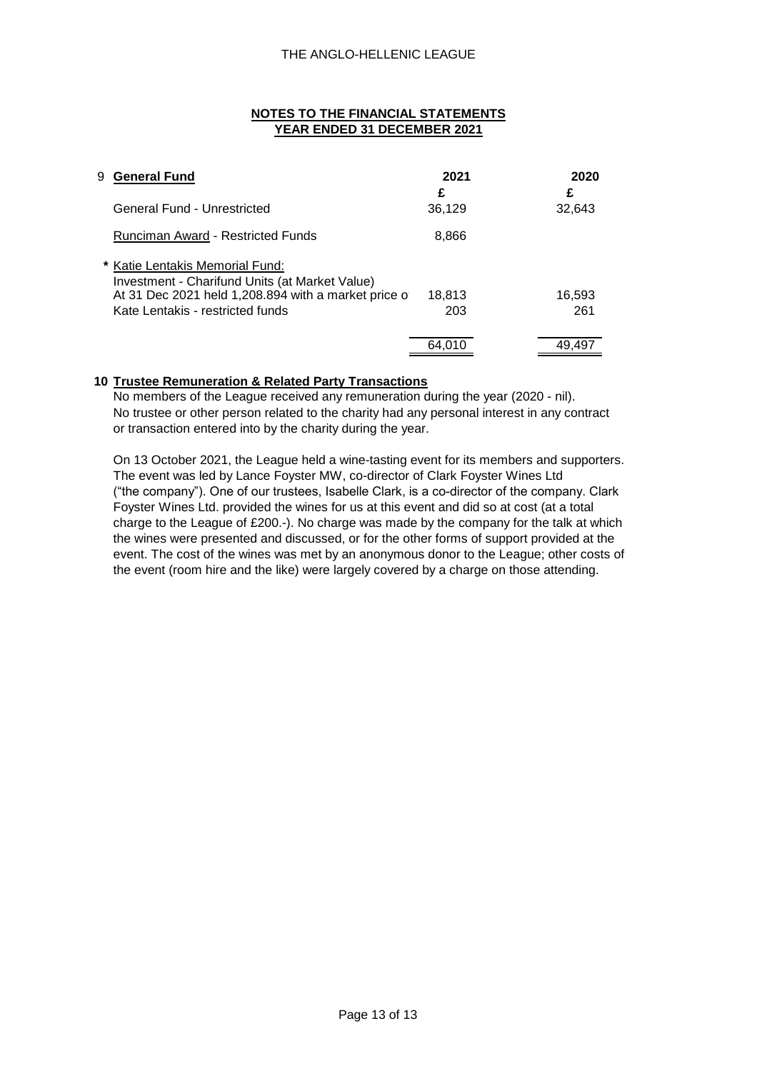THE ANGLO-HELLENIC LEAGUE

**NOTES TO THE FINANCIAL STATEMENTS**
**YEAR ENDED 31 DECEMBER 2021**

| 9 **General Fund** | 2021 | 2020 |
|---|---|---|
| | £ | £ |
| General Fund - Unrestricted | 36,129 | 32,643 |
| Runciman Award - Restricted Funds | 8,866 | |
| * Katie Lentakis Memorial Fund: | | |
| Investment - Charifund Units (at Market Value) | | |
| At 31 Dec 2021 held 1,208.894 with a market price o | 18,813 | 16,593 |
| Kate Lentakis - restricted funds | 203 | 261 |
| | 64,010 | 49,497 |

**10 Trustee Remuneration & Related Party Transactions**

No members of the League received any remuneration during the year (2020 - nil). No trustee or other person related to the charity had any personal interest in any contract or transaction entered into by the charity during the year.

On 13 October 2021, the League held a wine-tasting event for its members and supporters. The event was led by Lance Foyster MW, co-director of Clark Foyster Wines Ltd ("the company"). One of our trustees, Isabelle Clark, is a co-director of the company. Clark Foyster Wines Ltd. provided the wines for us at this event and did so at cost (at a total charge to the League of £200.-). No charge was made by the company for the talk at which the wines were presented and discussed, or for the other forms of support provided at the event. The cost of the wines was met by an anonymous donor to the League; other costs of the event (room hire and the like) were largely covered by a charge on those attending.